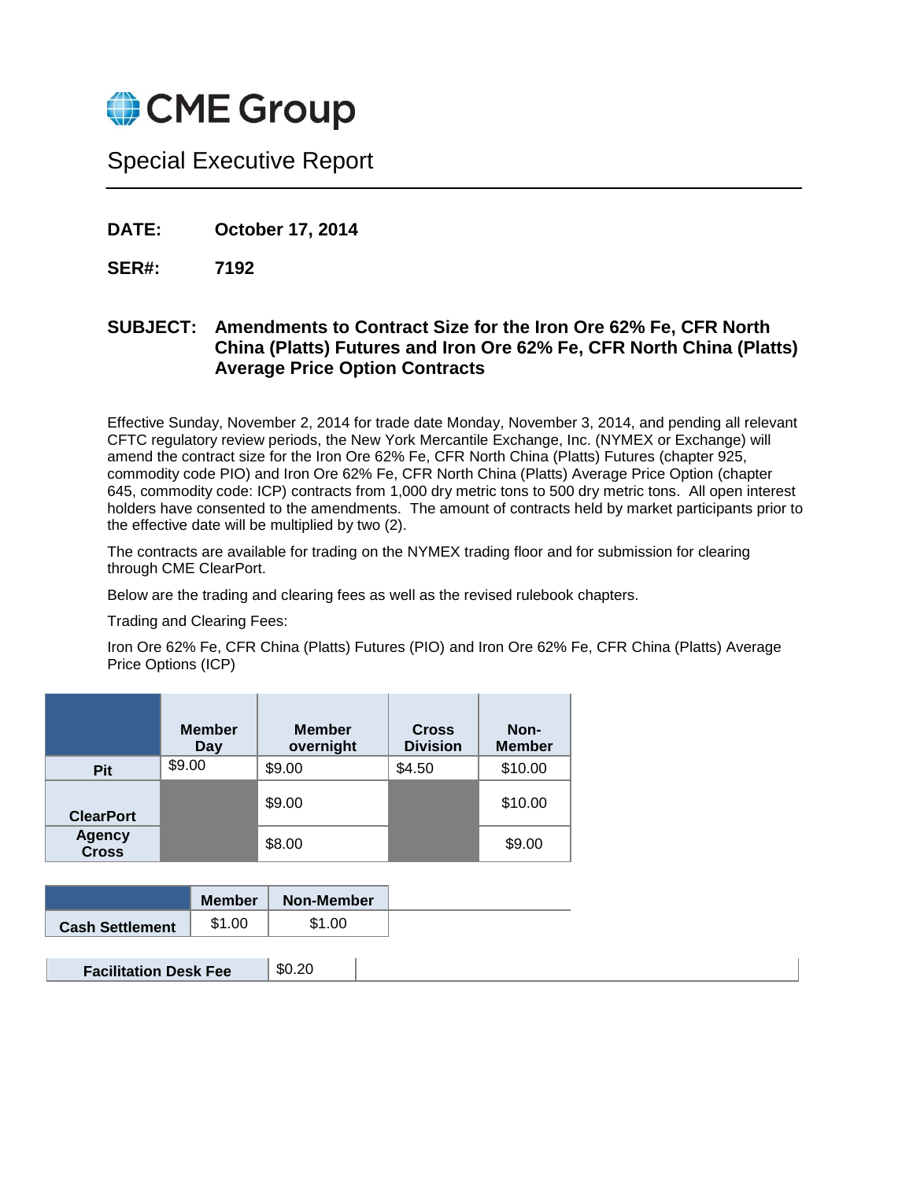# CME Group

## Special Executive Report

**DATE:** **October 17, 2014**

**SER#:** **7192**

**SUBJECT:** **Amendments to Contract Size for the Iron Ore 62% Fe, CFR North China (Platts) Futures and Iron Ore 62% Fe, CFR North China (Platts) Average Price Option Contracts**

Effective Sunday, November 2, 2014 for trade date Monday, November 3, 2014, and pending all relevant CFTC regulatory review periods, the New York Mercantile Exchange, Inc. (NYMEX or Exchange) will amend the contract size for the Iron Ore 62% Fe, CFR North China (Platts) Futures (chapter 925, commodity code PIO) and Iron Ore 62% Fe, CFR North China (Platts) Average Price Option (chapter 645, commodity code: ICP) contracts from 1,000 dry metric tons to 500 dry metric tons. All open interest holders have consented to the amendments. The amount of contracts held by market participants prior to the effective date will be multiplied by two (2).

The contracts are available for trading on the NYMEX trading floor and for submission for clearing through CME ClearPort.

Below are the trading and clearing fees as well as the revised rulebook chapters.

Trading and Clearing Fees:

Iron Ore 62% Fe, CFR China (Platts) Futures (PIO) and Iron Ore 62% Fe, CFR China (Platts) Average Price Options (ICP)

| | Member Day | Member overnight | Cross Division | Non-Member |
|---|---|---|---|---|
| Pit | $9.00 | $9.00 | $4.50 | $10.00 |
| ClearPort | | $9.00 | | $10.00 |
| Agency Cross | | $8.00 | | $9.00 |

| | Member | Non-Member |
|---|---|---|
| Cash Settlement | $1.00 | $1.00 |

| | |
|---|---|
| Facilitation Desk Fee | $0.20 |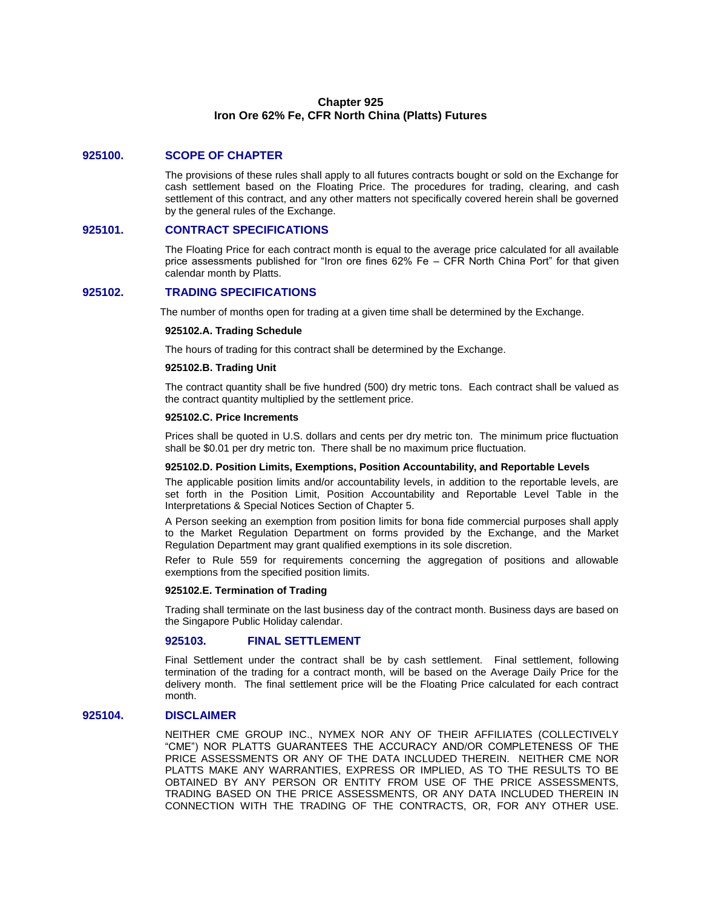# Chapter 925
# Iron Ore 62% Fe, CFR North China (Platts) Futures

## 925100. SCOPE OF CHAPTER

The provisions of these rules shall apply to all futures contracts bought or sold on the Exchange for cash settlement based on the Floating Price. The procedures for trading, clearing, and cash settlement of this contract, and any other matters not specifically covered herein shall be governed by the general rules of the Exchange.

## 925101. CONTRACT SPECIFICATIONS

The Floating Price for each contract month is equal to the average price calculated for all available price assessments published for "Iron ore fines 62% Fe – CFR North China Port" for that given calendar month by Platts.

## 925102. TRADING SPECIFICATIONS

The number of months open for trading at a given time shall be determined by the Exchange.

### 925102.A. Trading Schedule

The hours of trading for this contract shall be determined by the Exchange.

### 925102.B. Trading Unit

The contract quantity shall be five hundred (500) dry metric tons. Each contract shall be valued as the contract quantity multiplied by the settlement price.

### 925102.C. Price Increments

Prices shall be quoted in U.S. dollars and cents per dry metric ton. The minimum price fluctuation shall be $0.01 per dry metric ton. There shall be no maximum price fluctuation.

### 925102.D. Position Limits, Exemptions, Position Accountability, and Reportable Levels

The applicable position limits and/or accountability levels, in addition to the reportable levels, are set forth in the Position Limit, Position Accountability and Reportable Level Table in the Interpretations & Special Notices Section of Chapter 5.

A Person seeking an exemption from position limits for bona fide commercial purposes shall apply to the Market Regulation Department on forms provided by the Exchange, and the Market Regulation Department may grant qualified exemptions in its sole discretion.

Refer to Rule 559 for requirements concerning the aggregation of positions and allowable exemptions from the specified position limits.

### 925102.E. Termination of Trading

Trading shall terminate on the last business day of the contract month. Business days are based on the Singapore Public Holiday calendar.

## 925103. FINAL SETTLEMENT

Final Settlement under the contract shall be by cash settlement. Final settlement, following termination of the trading for a contract month, will be based on the Average Daily Price for the delivery month. The final settlement price will be the Floating Price calculated for each contract month.

## 925104. DISCLAIMER

NEITHER CME GROUP INC., NYMEX NOR ANY OF THEIR AFFILIATES (COLLECTIVELY "CME") NOR PLATTS GUARANTEES THE ACCURACY AND/OR COMPLETENESS OF THE PRICE ASSESSMENTS OR ANY OF THE DATA INCLUDED THEREIN. NEITHER CME NOR PLATTS MAKE ANY WARRANTIES, EXPRESS OR IMPLIED, AS TO THE RESULTS TO BE OBTAINED BY ANY PERSON OR ENTITY FROM USE OF THE PRICE ASSESSMENTS, TRADING BASED ON THE PRICE ASSESSMENTS, OR ANY DATA INCLUDED THEREIN IN CONNECTION WITH THE TRADING OF THE CONTRACTS, OR, FOR ANY OTHER USE.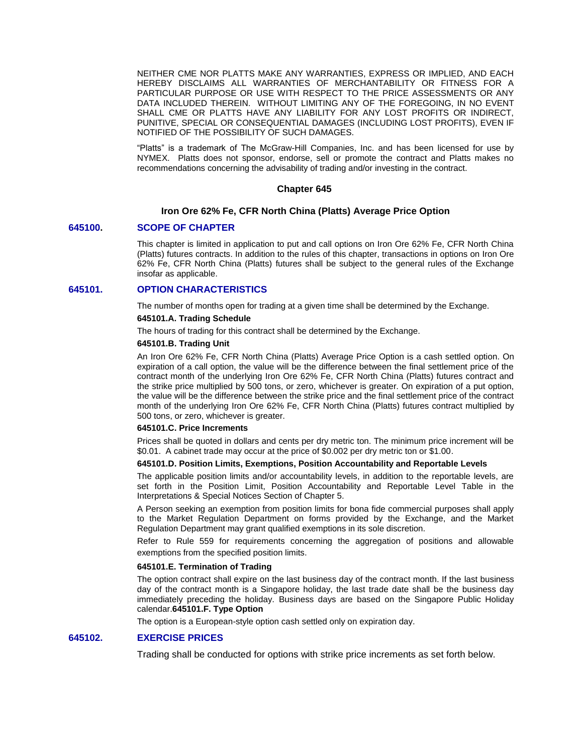NEITHER CME NOR PLATTS MAKE ANY WARRANTIES, EXPRESS OR IMPLIED, AND EACH HEREBY DISCLAIMS ALL WARRANTIES OF MERCHANTABILITY OR FITNESS FOR A PARTICULAR PURPOSE OR USE WITH RESPECT TO THE PRICE ASSESSMENTS OR ANY DATA INCLUDED THEREIN. WITHOUT LIMITING ANY OF THE FOREGOING, IN NO EVENT SHALL CME OR PLATTS HAVE ANY LIABILITY FOR ANY LOST PROFITS OR INDIRECT, PUNITIVE, SPECIAL OR CONSEQUENTIAL DAMAGES (INCLUDING LOST PROFITS), EVEN IF NOTIFIED OF THE POSSIBILITY OF SUCH DAMAGES.

"Platts" is a trademark of The McGraw-Hill Companies, Inc. and has been licensed for use by NYMEX. Platts does not sponsor, endorse, sell or promote the contract and Platts makes no recommendations concerning the advisability of trading and/or investing in the contract.

# Chapter 645

## Iron Ore 62% Fe, CFR North China (Platts) Average Price Option

### 645100. SCOPE OF CHAPTER

This chapter is limited in application to put and call options on Iron Ore 62% Fe, CFR North China (Platts) futures contracts. In addition to the rules of this chapter, transactions in options on Iron Ore 62% Fe, CFR North China (Platts) futures shall be subject to the general rules of the Exchange insofar as applicable.

### 645101. OPTION CHARACTERISTICS

The number of months open for trading at a given time shall be determined by the Exchange.

**645101.A. Trading Schedule**

The hours of trading for this contract shall be determined by the Exchange.

**645101.B. Trading Unit**

An Iron Ore 62% Fe, CFR North China (Platts) Average Price Option is a cash settled option. On expiration of a call option, the value will be the difference between the final settlement price of the contract month of the underlying Iron Ore 62% Fe, CFR North China (Platts) futures contract and the strike price multiplied by 500 tons, or zero, whichever is greater. On expiration of a put option, the value will be the difference between the strike price and the final settlement price of the contract month of the underlying Iron Ore 62% Fe, CFR North China (Platts) futures contract multiplied by 500 tons, or zero, whichever is greater.

**645101.C. Price Increments**

Prices shall be quoted in dollars and cents per dry metric ton. The minimum price increment will be $0.01. A cabinet trade may occur at the price of $0.002 per dry metric ton or $1.00.

**645101.D. Position Limits, Exemptions, Position Accountability and Reportable Levels**

The applicable position limits and/or accountability levels, in addition to the reportable levels, are set forth in the Position Limit, Position Accountability and Reportable Level Table in the Interpretations & Special Notices Section of Chapter 5.

A Person seeking an exemption from position limits for bona fide commercial purposes shall apply to the Market Regulation Department on forms provided by the Exchange, and the Market Regulation Department may grant qualified exemptions in its sole discretion.

Refer to Rule 559 for requirements concerning the aggregation of positions and allowable exemptions from the specified position limits.

**645101.E. Termination of Trading**

The option contract shall expire on the last business day of the contract month. If the last business day of the contract month is a Singapore holiday, the last trade date shall be the business day immediately preceding the holiday. Business days are based on the Singapore Public Holiday calendar.

**645101.F. Type Option**

The option is a European-style option cash settled only on expiration day.

### 645102. EXERCISE PRICES

Trading shall be conducted for options with strike price increments as set forth below.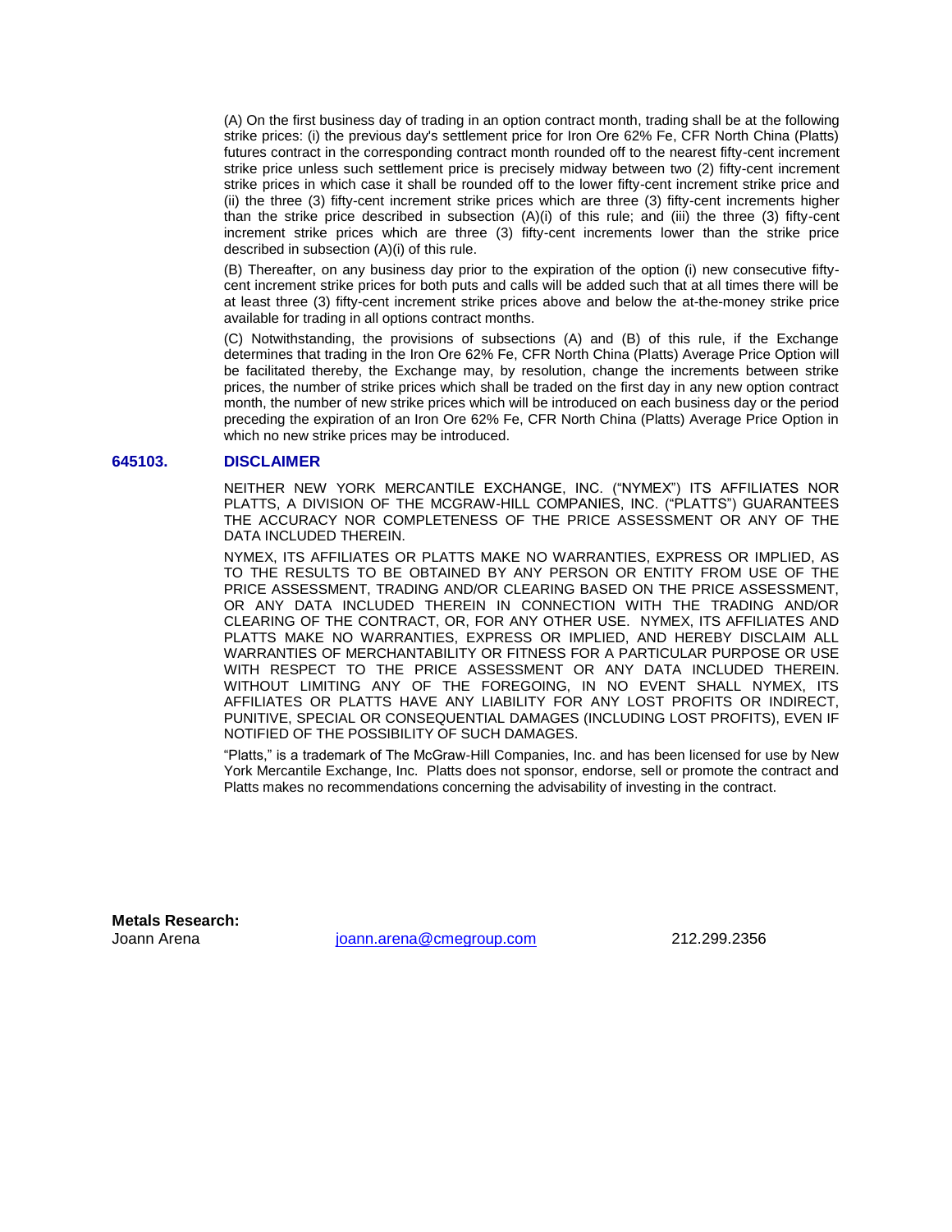(A) On the first business day of trading in an option contract month, trading shall be at the following strike prices: (i) the previous day's settlement price for Iron Ore 62% Fe, CFR North China (Platts) futures contract in the corresponding contract month rounded off to the nearest fifty-cent increment strike price unless such settlement price is precisely midway between two (2) fifty-cent increment strike prices in which case it shall be rounded off to the lower fifty-cent increment strike price and (ii) the three (3) fifty-cent increment strike prices which are three (3) fifty-cent increments higher than the strike price described in subsection (A)(i) of this rule; and (iii) the three (3) fifty-cent increment strike prices which are three (3) fifty-cent increments lower than the strike price described in subsection (A)(i) of this rule.

(B) Thereafter, on any business day prior to the expiration of the option (i) new consecutive fifty-cent increment strike prices for both puts and calls will be added such that at all times there will be at least three (3) fifty-cent increment strike prices above and below the at-the-money strike price available for trading in all options contract months.

(C) Notwithstanding, the provisions of subsections (A) and (B) of this rule, if the Exchange determines that trading in the Iron Ore 62% Fe, CFR North China (Platts) Average Price Option will be facilitated thereby, the Exchange may, by resolution, change the increments between strike prices, the number of strike prices which shall be traded on the first day in any new option contract month, the number of new strike prices which will be introduced on each business day or the period preceding the expiration of an Iron Ore 62% Fe, CFR North China (Platts) Average Price Option in which no new strike prices may be introduced.

## 645103. DISCLAIMER

NEITHER NEW YORK MERCANTILE EXCHANGE, INC. ("NYMEX") ITS AFFILIATES NOR PLATTS, A DIVISION OF THE MCGRAW-HILL COMPANIES, INC. ("PLATTS") GUARANTEES THE ACCURACY NOR COMPLETENESS OF THE PRICE ASSESSMENT OR ANY OF THE DATA INCLUDED THEREIN.

NYMEX, ITS AFFILIATES OR PLATTS MAKE NO WARRANTIES, EXPRESS OR IMPLIED, AS TO THE RESULTS TO BE OBTAINED BY ANY PERSON OR ENTITY FROM USE OF THE PRICE ASSESSMENT, TRADING AND/OR CLEARING BASED ON THE PRICE ASSESSMENT, OR ANY DATA INCLUDED THEREIN IN CONNECTION WITH THE TRADING AND/OR CLEARING OF THE CONTRACT, OR, FOR ANY OTHER USE. NYMEX, ITS AFFILIATES AND PLATTS MAKE NO WARRANTIES, EXPRESS OR IMPLIED, AND HEREBY DISCLAIM ALL WARRANTIES OF MERCHANTABILITY OR FITNESS FOR A PARTICULAR PURPOSE OR USE WITH RESPECT TO THE PRICE ASSESSMENT OR ANY DATA INCLUDED THEREIN. WITHOUT LIMITING ANY OF THE FOREGOING, IN NO EVENT SHALL NYMEX, ITS AFFILIATES OR PLATTS HAVE ANY LIABILITY FOR ANY LOST PROFITS OR INDIRECT, PUNITIVE, SPECIAL OR CONSEQUENTIAL DAMAGES (INCLUDING LOST PROFITS), EVEN IF NOTIFIED OF THE POSSIBILITY OF SUCH DAMAGES.

"Platts," is a trademark of The McGraw-Hill Companies, Inc. and has been licensed for use by New York Mercantile Exchange, Inc. Platts does not sponsor, endorse, sell or promote the contract and Platts makes no recommendations concerning the advisability of investing in the contract.

**Metals Research:**

Joann Arena joann.arena@cmegroup.com 212.299.2356